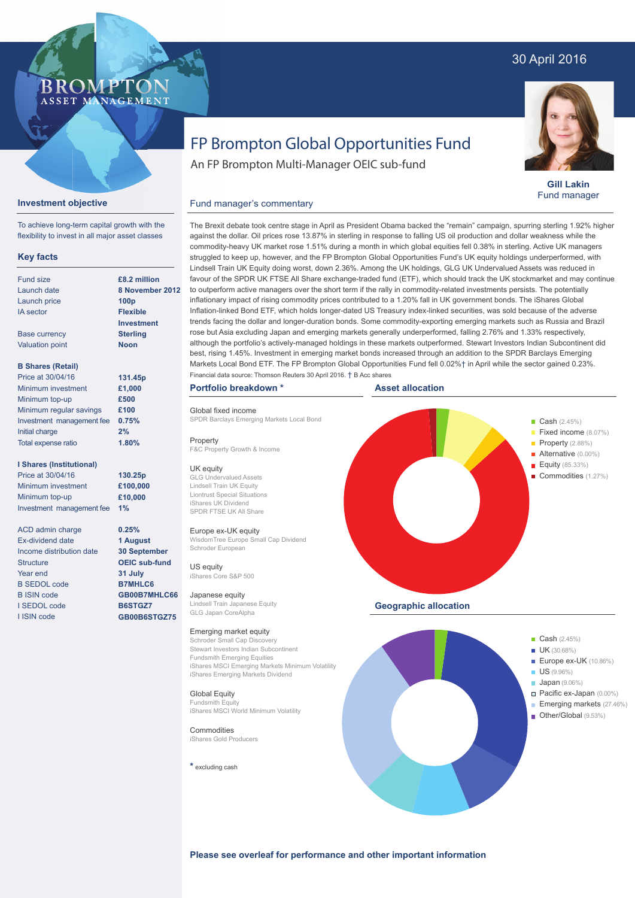30 April 2016

BROMPTON
ASSET MANAGEMENT

# FP Brompton Global Opportunities Fund

An FP Brompton Multi-Manager OEIC sub-fund

**Gill Lakin**
Fund manager

## Investment objective

To achieve long-term capital growth with the flexibility to invest in all major asset classes

## Key facts

| | |
|---|---|
| Fund size | £8.2 million |
| Launch date | 8 November 2012 |
| Launch price | 100p |
| IA sector | Flexible Investment |
| Base currency | Sterling |
| Valuation point | Noon |

**B Shares (Retail)**

| | |
|---|---|
| Price at 30/04/16 | 131.45p |
| Minimum investment | £1,000 |
| Minimum top-up | £500 |
| Minimum regular savings | £100 |
| Investment management fee | 0.75% |
| Initial charge | 2% |
| Total expense ratio | 1.80% |

**I Shares (Institutional)**

| | |
|---|---|
| Price at 30/04/16 | 130.25p |
| Minimum investment | £100,000 |
| Minimum top-up | £10,000 |
| Investment management fee | 1% |

| | |
|---|---|
| ACD admin charge | 0.25% |
| Ex-dividend date | 1 August |
| Income distribution date | 30 September |
| Structure | OEIC sub-fund |
| Year end | 31 July |
| B SEDOL code | B7MHLC6 |
| B ISIN code | GB00B7MHLC66 |
| I SEDOL code | B6STGZ7 |
| I ISIN code | GB00B6STGZ75 |

## Fund manager's commentary

The Brexit debate took centre stage in April as President Obama backed the "remain" campaign, spurring sterling 1.92% higher against the dollar. Oil prices rose 13.87% in sterling in response to falling US oil production and dollar weakness while the commodity-heavy UK market rose 1.51% during a month in which global equities fell 0.38% in sterling. Active UK managers struggled to keep up, however, and the FP Brompton Global Opportunities Fund's UK equity holdings underperformed, with Lindsell Train UK Equity doing worst, down 2.36%. Among the UK holdings, GLG UK Undervalued Assets was reduced in favour of the SPDR UK FTSE All Share exchange-traded fund (ETF), which should track the UK stockmarket and may continue to outperform active managers over the short term if the rally in commodity-related investments persists. The potentially inflationary impact of rising commodity prices contributed to a 1.20% fall in UK government bonds. The iShares Global Inflation-linked Bond ETF, which holds longer-dated US Treasury index-linked securities, was sold because of the adverse trends facing the dollar and longer-duration bonds. Some commodity-exporting emerging markets such as Russia and Brazil rose but Asia excluding Japan and emerging markets generally underperformed, falling 2.76% and 1.33% respectively, although the portfolio's actively-managed holdings in these markets outperformed. Stewart Investors Indian Subcontinent did best, rising 1.45%. Investment in emerging market bonds increased through an addition to the SPDR Barclays Emerging Markets Local Bond ETF. The FP Brompton Global Opportunities Fund fell 0.02%† in April while the sector gained 0.23%.

Financial data source: Thomson Reuters 30 April 2016. † B Acc shares

## Portfolio breakdown *

**Global fixed income**
SPDR Barclays Emerging Markets Local Bond

**Property**
F&C Property Growth & Income

**UK equity**
GLG Undervalued Assets
Lindsell Train UK Equity
Liontrust Special Situations
iShares UK Dividend
SPDR FTSE UK All Share

**Europe ex-UK equity**
WisdomTree Europe Small Cap Dividend
Schroder European

**US equity**
iShares Core S&P 500

**Japanese equity**
Lindsell Train Japanese Equity
GLG Japan CoreAlpha

**Emerging market equity**
Schroder Small Cap Discovery
Stewart Investors Indian Subcontinent
Fundsmith Emerging Equities
iShares MSCI Emerging Markets Minimum Volatility
iShares Emerging Markets Dividend

**Global Equity**
Fundsmith Equity
iShares MSCI World Minimum Volatility

**Commodities**
iShares Gold Producers

\* excluding cash

## Asset allocation

- Cash (2.45%)
- Fixed income (8.07%)
- Property (2.88%)
- Alternative (0.00%)
- Equity (85.33%)
- Commodities (1.27%)

## Geographic allocation

- Cash (2.45%)
- UK (30.68%)
- Europe ex-UK (10.86%)
- US (9.96%)
- Japan (9.06%)
- Pacific ex-Japan (0.00%)
- Emerging markets (27.46%)
- Other/Global (9.53%)

**Please see overleaf for performance and other important information**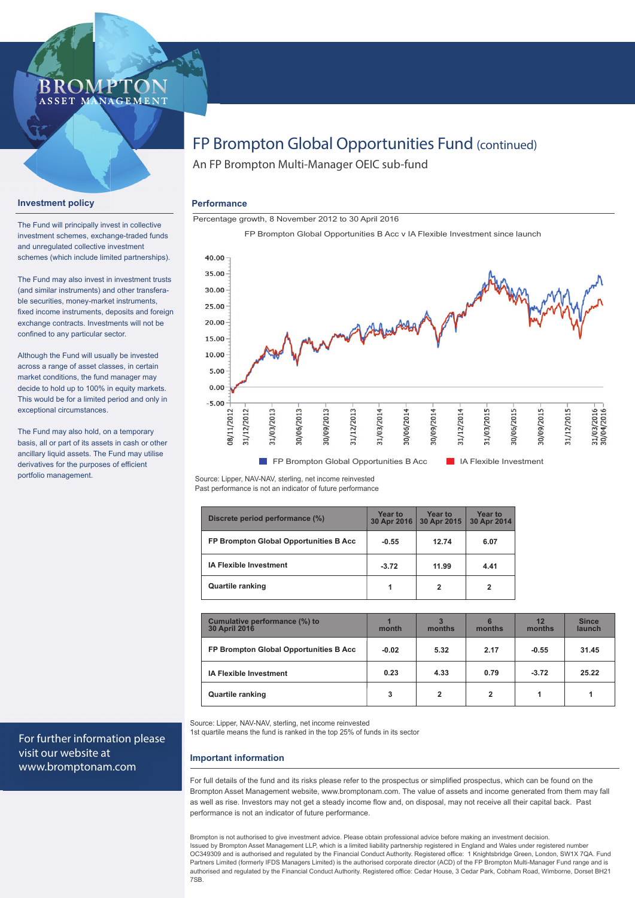# FP Brompton Global Opportunities Fund (continued)

An FP Brompton Multi-Manager OEIC sub-fund

## Investment policy

The Fund will principally invest in collective investment schemes, exchange-traded funds and unregulated collective investment schemes (which include limited partnerships).

The Fund may also invest in investment trusts (and similar instruments) and other transferable securities, money-market instruments, fixed income instruments, deposits and foreign exchange contracts. Investments will not be confined to any particular sector.

Although the Fund will usually be invested across a range of asset classes, in certain market conditions, the fund manager may decide to hold up to 100% in equity markets. This would be for a limited period and only in exceptional circumstances.

The Fund may also hold, on a temporary basis, all or part of its assets in cash or other ancillary liquid assets. The Fund may utilise derivatives for the purposes of efficient portfolio management.

## Performance

Percentage growth, 8 November 2012 to 30 April 2016

FP Brompton Global Opportunities B Acc v IA Flexible Investment since launch

40.00
35.00
30.00
25.00
20.00
15.00
10.00
5.00
0.00
-5.00

08/11/2012
31/12/2012
31/03/2013
30/06/2013
30/09/2013
31/12/2013
31/03/2014
30/06/2014
30/09/2014
31/12/2014
31/03/2015
30/06/2015
30/09/2015
31/12/2015
31/03/2016
30/04/2016

FP Brompton Global Opportunities B Acc
IA Flexible Investment

Source: Lipper, NAV-NAV, sterling, net income reinvested
Past performance is not an indicator of future performance

| Discrete period performance (%) | Year to 30 Apr 2016 | Year to 30 Apr 2015 | Year to 30 Apr 2014 |
|---|---|---|---|
| FP Brompton Global Opportunities B Acc | -0.55 | 12.74 | 6.07 |
| IA Flexible Investment | -3.72 | 11.99 | 4.41 |
| Quartile ranking | 1 | 2 | 2 |

| Cumulative performance (%) to 30 April 2016 | 1 month | 3 months | 6 months | 12 months | Since launch |
|---|---|---|---|---|---|
| FP Brompton Global Opportunities B Acc | -0.02 | 5.32 | 2.17 | -0.55 | 31.45 |
| IA Flexible Investment | 0.23 | 4.33 | 0.79 | -3.72 | 25.22 |
| Quartile ranking | 3 | 2 | 2 | 1 | 1 |

Source: Lipper, NAV-NAV, sterling, net income reinvested
1st quartile means the fund is ranked in the top 25% of funds in its sector

For further information please visit our website at www.bromptonam.com

## Important information

For full details of the fund and its risks please refer to the prospectus or simplified prospectus, which can be found on the Brompton Asset Management website, www.bromptonam.com. The value of assets and income generated from them may fall as well as rise. Investors may not get a steady income flow and, on disposal, may not receive all their capital back. Past performance is not an indicator of future performance.

Brompton is not authorised to give investment advice. Please obtain professional advice before making an investment decision. Issued by Brompton Asset Management LLP, which is a limited liability partnership registered in England and Wales under registered number OC349309 and is authorised and regulated by the Financial Conduct Authority. Registered office: 1 Knightsbridge Green, London, SW1X 7QA. Fund Partners Limited (formerly IFDS Managers Limited) is the authorised corporate director (ACD) of the FP Brompton Multi-Manager Fund range and is authorised and regulated by the Financial Conduct Authority. Registered office: Cedar House, 3 Cedar Park, Cobham Road, Wimborne, Dorset BH21 7SB.